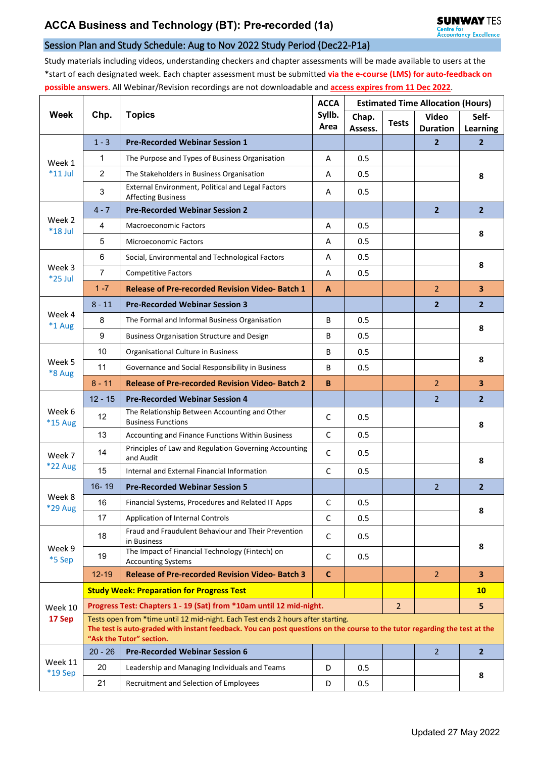# ACCA Business and Technology (BT): Pre-recorded (1a)

## Session Plan and Study Schedule: Aug to Nov 2022 Study Period (Dec22-P1a)

Study materials including videos, understanding checkers and chapter assessments will be made available to users at the *start of each designated week. Each chapter assessment must be submitted **via the e-course (LMS) for auto-feedback on possible answers**. All Webinar/Revision recordings are not downloadable and **access expires from 11 Dec 2022**.

| Week | Chp. | Topics | ACCA Syllb. Area | Estimated Time Allocation (Hours) | | | |
|---|---|---|---|---|---|---|---|
| | | | | Chap. Assess. | Tests | Video Duration | Self-Learning |
| Week 1 *11 Jul | 1 - 3 | **Pre-Recorded Webinar Session 1** | | | | **2** | **2** |
| | 1 | The Purpose and Types of Business Organisation | A | 0.5 | | | **8** |
| | 2 | The Stakeholders in Business Organisation | A | 0.5 | | | |
| | 3 | External Environment, Political and Legal Factors Affecting Business | A | 0.5 | | | |
| Week 2 *18 Jul | 4 - 7 | **Pre-Recorded Webinar Session 2** | | | | **2** | **2** |
| | 4 | Macroeconomic Factors | A | 0.5 | | | **8** |
| | 5 | Microeconomic Factors | A | 0.5 | | | |
| Week 3 *25 Jul | 6 | Social, Environmental and Technological Factors | A | 0.5 | | | **8** |
| | 7 | Competitive Factors | A | 0.5 | | | |
| | 1 -7 | **Release of Pre-recorded Revision Video- Batch 1** | **A** | | | 2 | **3** |
| Week 4 *1 Aug | 8 - 11 | **Pre-Recorded Webinar Session 3** | | | | **2** | **2** |
| | 8 | The Formal and Informal Business Organisation | B | 0.5 | | | **8** |
| | 9 | Business Organisation Structure and Design | B | 0.5 | | | |
| Week 5 *8 Aug | 10 | Organisational Culture in Business | B | 0.5 | | | **8** |
| | 11 | Governance and Social Responsibility in Business | B | 0.5 | | | |
| | 8 - 11 | **Release of Pre-recorded Revision Video- Batch 2** | **B** | | | 2 | **3** |
| Week 6 *15 Aug | 12 - 15 | **Pre-Recorded Webinar Session 4** | | | | 2 | **2** |
| | 12 | The Relationship Between Accounting and Other Business Functions | C | 0.5 | | | **8** |
| | 13 | Accounting and Finance Functions Within Business | C | 0.5 | | | |
| Week 7 *22 Aug | 14 | Principles of Law and Regulation Governing Accounting and Audit | C | 0.5 | | | **8** |
| | 15 | Internal and External Financial Information | C | 0.5 | | | |
| Week 8 *29 Aug | 16- 19 | **Pre-Recorded Webinar Session 5** | | | | 2 | **2** |
| | 16 | Financial Systems, Procedures and Related IT Apps | C | 0.5 | | | **8** |
| | 17 | Application of Internal Controls | C | 0.5 | | | |
| Week 9 *5 Sep | 18 | Fraud and Fraudulent Behaviour and Their Prevention in Business | C | 0.5 | | | **8** |
| | 19 | The Impact of Financial Technology (Fintech) on Accounting Systems | C | 0.5 | | | |
| | 12-19 | **Release of Pre-recorded Revision Video- Batch 3** | **C** | | | 2 | **3** |
| Week 10 **17 Sep** | **Study Week: Preparation for Progress Test** | | | | | | **10** |
| | **Progress Test: Chapters 1 - 19 (Sat) from *10am until 12 mid-night.** | | | | 2 | | **5** |
| | Tests open from *time until 12 mid-night. Each Test ends 2 hours after starting. **The test is auto-graded with instant feedback. You can post questions on the course to the tutor regarding the test at the "Ask the Tutor" section.** | | | | | | |
| Week 11 *19 Sep | 20 - 26 | **Pre-Recorded Webinar Session 6** | | | | 2 | **2** |
| | 20 | Leadership and Managing Individuals and Teams | D | 0.5 | | | **8** |
| | 21 | Recruitment and Selection of Employees | D | 0.5 | | | |

Updated 27 May 2022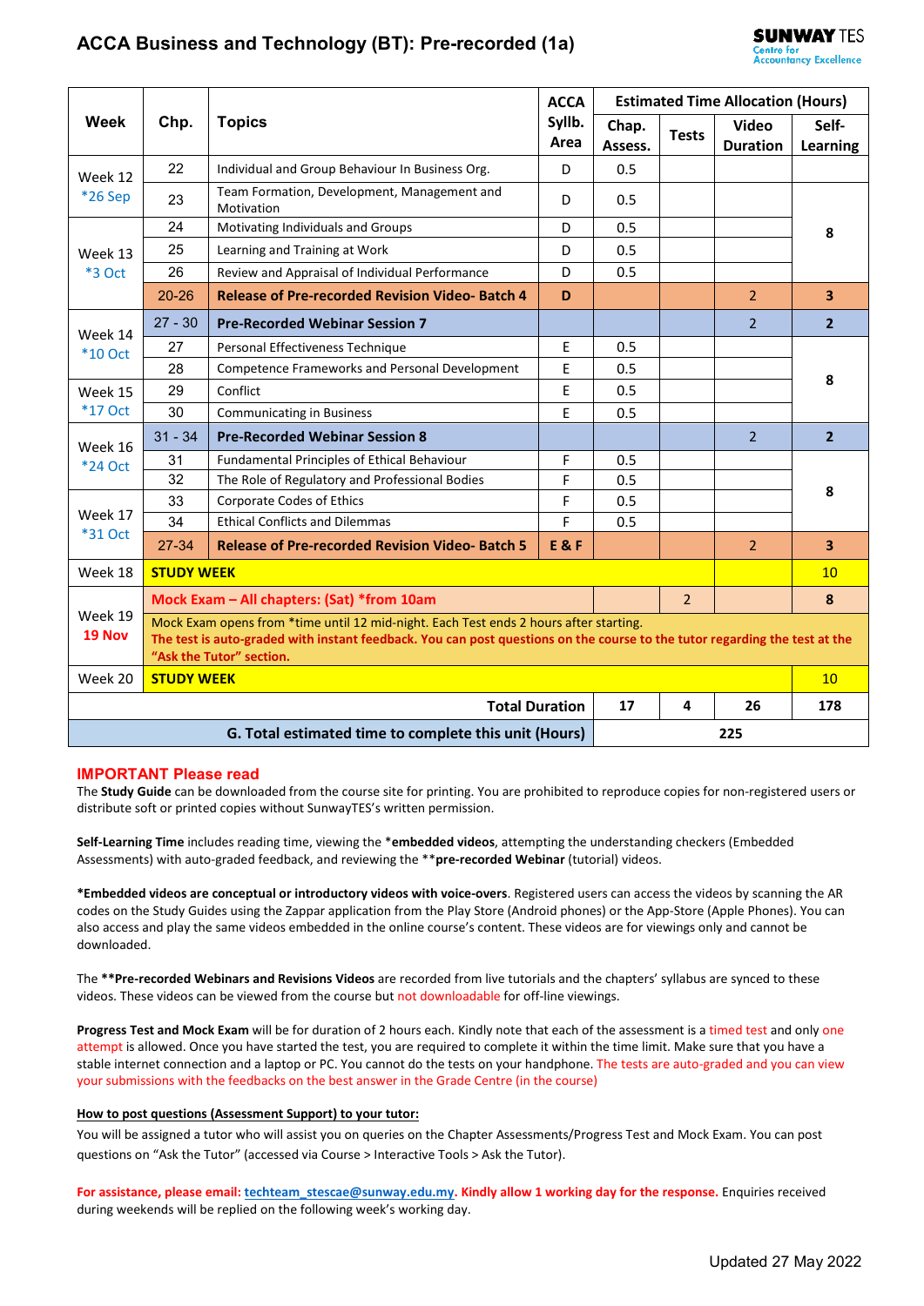# ACCA Business and Technology (BT): Pre-recorded (1a)

| Week | Chp. | Topics | ACCA Syllb. Area | Estimated Time Allocation (Hours) | | | |
|---|---|---|---|---|---|---|---|
| | | | | Chap. Assess. | Tests | Video Duration | Self-Learning |
| Week 12 *26 Sep | 22 | Individual and Group Behaviour In Business Org. | D | 0.5 | | | 8 |
| | 23 | Team Formation, Development, Management and Motivation | D | 0.5 | | | |
| Week 13 *3 Oct | 24 | Motivating Individuals and Groups | D | 0.5 | | | |
| | 25 | Learning and Training at Work | D | 0.5 | | | |
| | 26 | Review and Appraisal of Individual Performance | D | 0.5 | | | |
| | 20-26 | **Release of Pre-recorded Revision Video- Batch 4** | **D** | | | 2 | **3** |
| Week 14 *10 Oct | 27 - 30 | **Pre-Recorded Webinar Session 7** | | | | 2 | **2** |
| | 27 | Personal Effectiveness Technique | E | 0.5 | | | 8 |
| | 28 | Competence Frameworks and Personal Development | E | 0.5 | | | |
| Week 15 *17 Oct | 29 | Conflict | E | 0.5 | | | |
| | 30 | Communicating in Business | E | 0.5 | | | |
| Week 16 *24 Oct | 31 - 34 | **Pre-Recorded Webinar Session 8** | | | | 2 | **2** |
| | 31 | Fundamental Principles of Ethical Behaviour | F | 0.5 | | | 8 |
| | 32 | The Role of Regulatory and Professional Bodies | F | 0.5 | | | |
| Week 17 *31 Oct | 33 | Corporate Codes of Ethics | F | 0.5 | | | |
| | 34 | Ethical Conflicts and Dilemmas | F | 0.5 | | | |
| | 27-34 | **Release of Pre-recorded Revision Video- Batch 5** | **E & F** | | | 2 | **3** |
| Week 18 | **STUDY WEEK** | | | | | | 10 |
| Week 19 19 Nov | **Mock Exam – All chapters: (Sat) *from 10am** | | | | 2 | | **8** |
| | Mock Exam opens from *time until 12 mid-night. Each Test ends 2 hours after starting. **The test is auto-graded with instant feedback. You can post questions on the course to the tutor regarding the test at the "Ask the Tutor" section.** | | | | | | |
| Week 20 | **STUDY WEEK** | | | | | | 10 |
| | | | **Total Duration** | **17** | **4** | **26** | **178** |
| | | | **G. Total estimated time to complete this unit (Hours)** | **225** | | | |

## IMPORTANT Please read

The **Study Guide** can be downloaded from the course site for printing. You are prohibited to reproduce copies for non-registered users or distribute soft or printed copies without SunwayTES's written permission.

**Self-Learning Time** includes reading time, viewing the ***embedded videos**, attempting the understanding checkers (Embedded Assessments) with auto-graded feedback, and reviewing the ****pre-recorded Webinar** (tutorial) videos.

***Embedded videos are conceptual or introductory videos with voice-overs**. Registered users can access the videos by scanning the AR codes on the Study Guides using the Zappar application from the Play Store (Android phones) or the App-Store (Apple Phones). You can also access and play the same videos embedded in the online course's content. These videos are for viewings only and cannot be downloaded.

The ****Pre-recorded Webinars and Revisions Videos** are recorded from live tutorials and the chapters' syllabus are synced to these videos. These videos can be viewed from the course but not downloadable for off-line viewings.

**Progress Test and Mock Exam** will be for duration of 2 hours each. Kindly note that each of the assessment is a timed test and only one attempt is allowed. Once you have started the test, you are required to complete it within the time limit. Make sure that you have a stable internet connection and a laptop or PC. You cannot do the tests on your handphone. The tests are auto-graded and you can view your submissions with the feedbacks on the best answer in the Grade Centre (in the course)

**How to post questions (Assessment Support) to your tutor:**

You will be assigned a tutor who will assist you on queries on the Chapter Assessments/Progress Test and Mock Exam. You can post questions on "Ask the Tutor" (accessed via Course > Interactive Tools > Ask the Tutor).

**For assistance, please email: techteam_stescae@sunway.edu.my. Kindly allow 1 working day for the response.** Enquiries received during weekends will be replied on the following week's working day.

Updated 27 May 2022